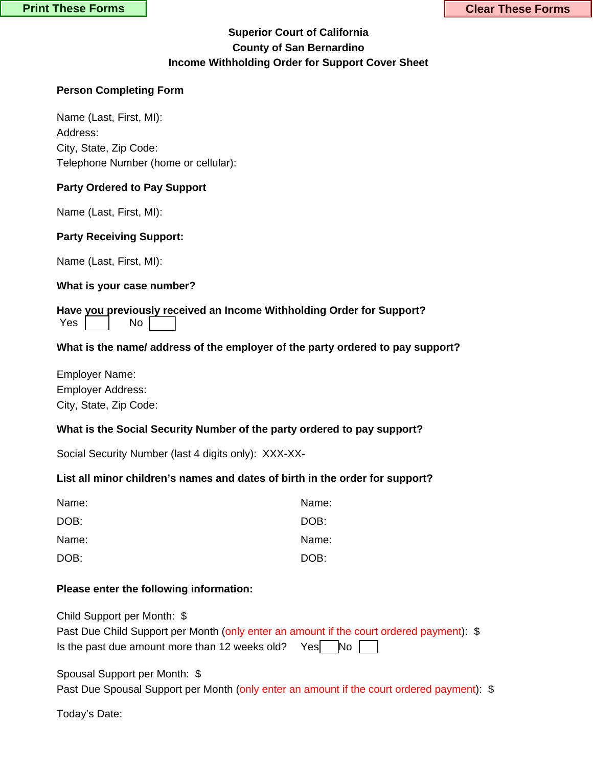Print These Forms

Clear These Forms

# Superior Court of California
## County of San Bernardino
## Income Withholding Order for Support Cover Sheet

**Person Completing Form**

Name (Last, First, MI):
Address:
City, State, Zip Code:
Telephone Number (home or cellular):

**Party Ordered to Pay Support**

Name (Last, First, MI):

**Party Receiving Support:**

Name (Last, First, MI):

**What is your case number?**

**Have you previously received an Income Withholding Order for Support?**
Yes ☐ No ☐

**What is the name/ address of the employer of the party ordered to pay support?**

Employer Name:
Employer Address:
City, State, Zip Code:

**What is the Social Security Number of the party ordered to pay support?**

Social Security Number (last 4 digits only): XXX-XX-

**List all minor children's names and dates of birth in the order for support?**

Name:
DOB:
Name:
DOB:

Name:
DOB:
Name:
DOB:

**Please enter the following information:**

Child Support per Month: $
Past Due Child Support per Month (only enter an amount if the court ordered payment): $
Is the past due amount more than 12 weeks old? Yes ☐ No ☐

Spousal Support per Month: $
Past Due Spousal Support per Month (only enter an amount if the court ordered payment): $

Today's Date: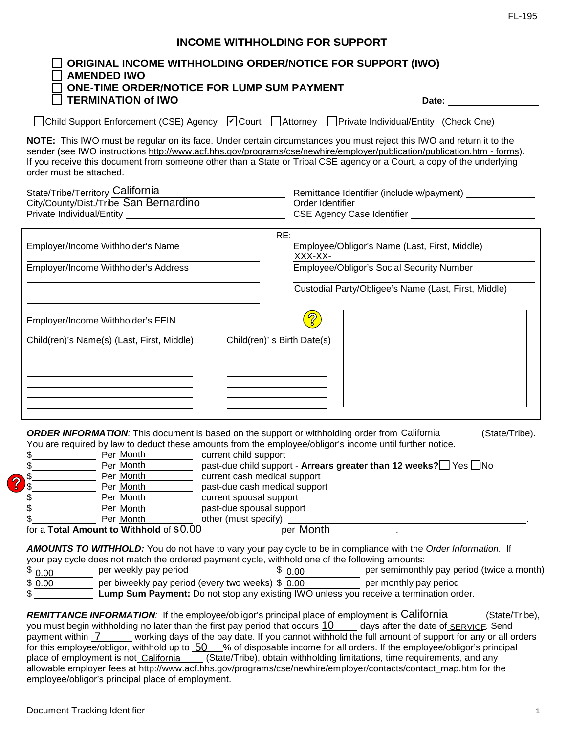FL-195

# INCOME WITHHOLDING FOR SUPPORT

☐ **ORIGINAL INCOME WITHHOLDING ORDER/NOTICE FOR SUPPORT (IWO)**
☐ **AMENDED IWO**
☐ **ONE-TIME ORDER/NOTICE FOR LUMP SUM PAYMENT**
☐ **TERMINATION of IWO**

**Date:** ____________

☐ Child Support Enforcement (CSE) Agency ☑ Court ☐ Attorney ☐ Private Individual/Entity (Check One)

**NOTE:** This IWO must be regular on its face. Under certain circumstances you must reject this IWO and return it to the sender (see IWO instructions http://www.acf.hhs.gov/programs/cse/newhire/employer/publication/publication.htm - forms). If you receive this document from someone other than a State or Tribal CSE agency or a Court, a copy of the underlying order must be attached.

State/Tribe/Territory California
City/County/Dist./Tribe San Bernardino
Private Individual/Entity ____________

Remittance Identifier (include w/payment) ____________
Order Identifier ____________
CSE Agency Case Identifier ____________

RE:

Employer/Income Withholder's Name ____________

Employer/Income Withholder's Address ____________

Employer/Income Withholder's FEIN ____________

Employee/Obligor's Name (Last, First, Middle) ____________

Employee/Obligor's Social Security Number XXX-XX-

Custodial Party/Obligee's Name (Last, First, Middle) ____________

| Child(ren)'s Name(s) (Last, First, Middle) | Child(ren)' s Birth Date(s) |
|---|---|
| | |
| | |
| | |
| | |
| | |

***ORDER INFORMATION:*** This document is based on the support or withholding order from California (State/Tribe). You are required by law to deduct these amounts from the employee/obligor's income until further notice.

| Amount | Per | Type |
|---|---|---|
| $ | Per Month | current child support |
| $ | Per Month | past-due child support - **Arrears greater than 12 weeks?** ☐ Yes ☐ No |
| $ | Per Month | current cash medical support |
| $ | Per Month | past-due cash medical support |
| $ | Per Month | current spousal support |
| $ | Per Month | past-due spousal support |
| $ | Per Month | other (must specify) ____________ |

for a **Total Amount to Withhold** of **$** 0.00 per Month.

***AMOUNTS TO WITHHOLD:*** You do not have to vary your pay cycle to be in compliance with the *Order Information*. If your pay cycle does not match the ordered payment cycle, withhold one of the following amounts:

$ 0.00 per weekly pay period
$ 0.00 per semimonthly pay period (twice a month)
$ 0.00 per biweekly pay period (every two weeks)
$ 0.00 per monthly pay period
$ ____________ **Lump Sum Payment:** Do not stop any existing IWO unless you receive a termination order.

***REMITTANCE INFORMATION:*** If the employee/obligor's principal place of employment is California (State/Tribe), you must begin withholding no later than the first pay period that occurs 10 days after the date of SERVICE. Send payment within 7 working days of the pay date. If you cannot withhold the full amount of support for any or all orders for this employee/obligor, withhold up to 50 % of disposable income for all orders. If the employee/obligor's principal place of employment is not California (State/Tribe), obtain withholding limitations, time requirements, and any allowable employer fees at http://www.acf.hhs.gov/programs/cse/newhire/employer/contacts/contact_map.htm for the employee/obligor's principal place of employment.

Document Tracking Identifier ____________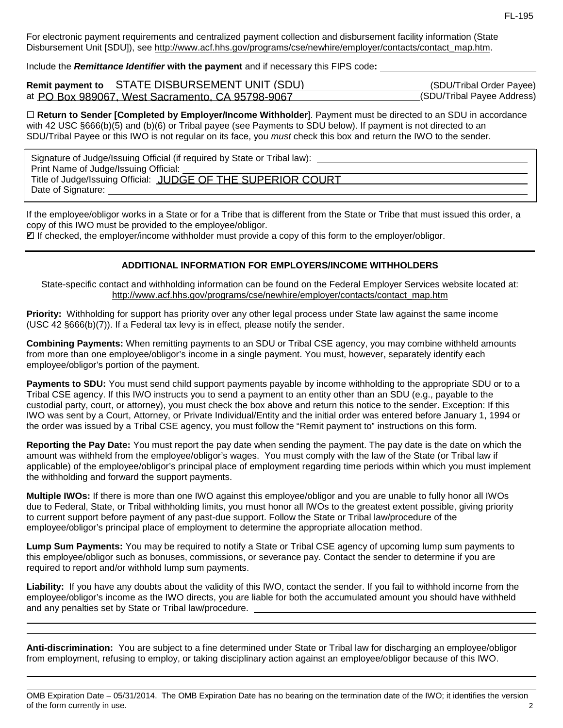For electronic payment requirements and centralized payment collection and disbursement facility information (State Disbursement Unit [SDU]), see http://www.acf.hhs.gov/programs/cse/newhire/employer/contacts/contact_map.htm.

Include the ***Remittance Identifier*** **with the payment** and if necessary this FIPS code**:** ______________________

**Remit payment to** STATE DISBURSEMENT UNIT (SDU) (SDU/Tribal Order Payee)
at PO Box 989067, West Sacramento, CA 95798-9067 (SDU/Tribal Payee Address)

☐ **Return to Sender [Completed by Employer/Income Withholder**]. Payment must be directed to an SDU in accordance with 42 USC §666(b)(5) and (b)(6) or Tribal payee (see Payments to SDU below). If payment is not directed to an SDU/Tribal Payee or this IWO is not regular on its face, you *must* check this box and return the IWO to the sender.

Signature of Judge/Issuing Official (if required by State or Tribal law): ______________________
Print Name of Judge/Issuing Official: ______________________
Title of Judge/Issuing Official: JUDGE OF THE SUPERIOR COURT
Date of Signature: ______________________

If the employee/obligor works in a State or for a Tribe that is different from the State or Tribe that must issued this order, a copy of this IWO must be provided to the employee/obligor.
☑ If checked, the employer/income withholder must provide a copy of this form to the employer/obligor.

## ADDITIONAL INFORMATION FOR EMPLOYERS/INCOME WITHHOLDERS

State-specific contact and withholding information can be found on the Federal Employer Services website located at: http://www.acf.hhs.gov/programs/cse/newhire/employer/contacts/contact_map.htm

**Priority:** Withholding for support has priority over any other legal process under State law against the same income (USC 42 §666(b)(7)). If a Federal tax levy is in effect, please notify the sender.

**Combining Payments:** When remitting payments to an SDU or Tribal CSE agency, you may combine withheld amounts from more than one employee/obligor's income in a single payment. You must, however, separately identify each employee/obligor's portion of the payment.

**Payments to SDU:** You must send child support payments payable by income withholding to the appropriate SDU or to a Tribal CSE agency. If this IWO instructs you to send a payment to an entity other than an SDU (e.g., payable to the custodial party, court, or attorney), you must check the box above and return this notice to the sender. Exception: If this IWO was sent by a Court, Attorney, or Private Individual/Entity and the initial order was entered before January 1, 1994 or the order was issued by a Tribal CSE agency, you must follow the "Remit payment to" instructions on this form.

**Reporting the Pay Date:** You must report the pay date when sending the payment. The pay date is the date on which the amount was withheld from the employee/obligor's wages. You must comply with the law of the State (or Tribal law if applicable) of the employee/obligor's principal place of employment regarding time periods within which you must implement the withholding and forward the support payments.

**Multiple IWOs:** If there is more than one IWO against this employee/obligor and you are unable to fully honor all IWOs due to Federal, State, or Tribal withholding limits, you must honor all IWOs to the greatest extent possible, giving priority to current support before payment of any past-due support. Follow the State or Tribal law/procedure of the employee/obligor's principal place of employment to determine the appropriate allocation method.

**Lump Sum Payments:** You may be required to notify a State or Tribal CSE agency of upcoming lump sum payments to this employee/obligor such as bonuses, commissions, or severance pay. Contact the sender to determine if you are required to report and/or withhold lump sum payments.

**Liability:** If you have any doubts about the validity of this IWO, contact the sender. If you fail to withhold income from the employee/obligor's income as the IWO directs, you are liable for both the accumulated amount you should have withheld and any penalties set by State or Tribal law/procedure. ______________________

**Anti-discrimination:** You are subject to a fine determined under State or Tribal law for discharging an employee/obligor from employment, refusing to employ, or taking disciplinary action against an employee/obligor because of this IWO.

OMB Expiration Date – 05/31/2014. The OMB Expiration Date has no bearing on the termination date of the IWO; it identifies the version of the form currently in use.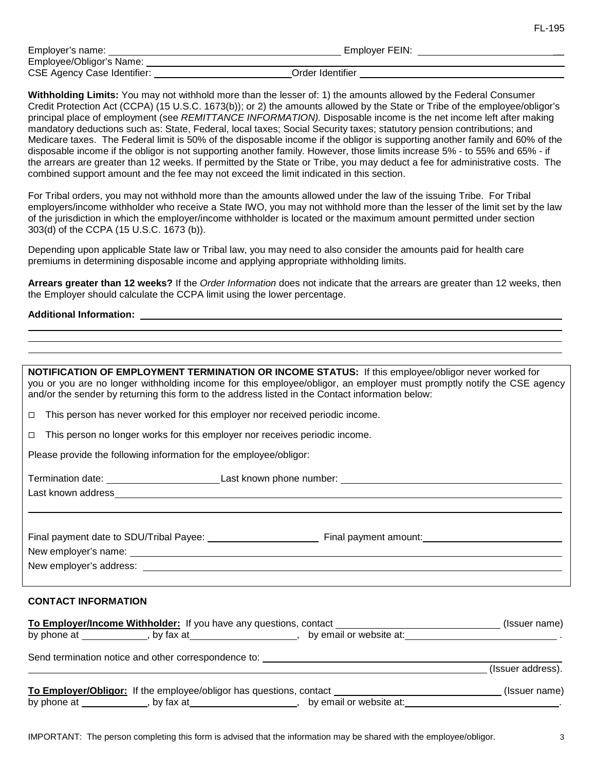Employer's name: ______________________ Employer FEIN: ______________________

Employee/Obligor's Name: ______________________

CSE Agency Case Identifier: ______________________ Order Identifier ______________________

**Withholding Limits:** You may not withhold more than the lesser of: 1) the amounts allowed by the Federal Consumer Credit Protection Act (CCPA) (15 U.S.C. 1673(b)); or 2) the amounts allowed by the State or Tribe of the employee/obligor's principal place of employment (see *REMITTANCE INFORMATION).* Disposable income is the net income left after making mandatory deductions such as: State, Federal, local taxes; Social Security taxes; statutory pension contributions; and Medicare taxes. The Federal limit is 50% of the disposable income if the obligor is supporting another family and 60% of the disposable income if the obligor is not supporting another family. However, those limits increase 5% - to 55% and 65% - if the arrears are greater than 12 weeks. If permitted by the State or Tribe, you may deduct a fee for administrative costs. The combined support amount and the fee may not exceed the limit indicated in this section.

For Tribal orders, you may not withhold more than the amounts allowed under the law of the issuing Tribe. For Tribal employers/income withholder who receive a State IWO, you may not withhold more than the lesser of the limit set by the law of the jurisdiction in which the employer/income withholder is located or the maximum amount permitted under section 303(d) of the CCPA (15 U.S.C. 1673 (b)).

Depending upon applicable State law or Tribal law, you may need to also consider the amounts paid for health care premiums in determining disposable income and applying appropriate withholding limits.

**Arrears greater than 12 weeks?** If the *Order Information* does not indicate that the arrears are greater than 12 weeks, then the Employer should calculate the CCPA limit using the lower percentage.

**Additional Information:** ______________________

**NOTIFICATION OF EMPLOYMENT TERMINATION OR INCOME STATUS:** If this employee/obligor never worked for you or you are no longer withholding income for this employee/obligor, an employer must promptly notify the CSE agency and/or the sender by returning this form to the address listed in the Contact information below:

- ☐ This person has never worked for this employer nor received periodic income.
- ☐ This person no longer works for this employer nor receives periodic income.

Please provide the following information for the employee/obligor:

Termination date: ______________________ Last known phone number: ______________________

Last known address ______________________

Final payment date to SDU/Tribal Payee: ______________________ Final payment amount: ______________________

New employer's name: ______________________

New employer's address: ______________________

**CONTACT INFORMATION**

**To Employer/Income Withholder:** If you have any questions, contact ______________________ (Issuer name) by phone at __________, by fax at __________, by email or website at: ______________________.

Send termination notice and other correspondence to: ______________________ (Issuer address).

**To Employer/Obligor:** If the employee/obligor has questions, contact ______________________ (Issuer name) by phone at __________, by fax at __________, by email or website at: ______________________.

IMPORTANT: The person completing this form is advised that the information may be shared with the employee/obligor.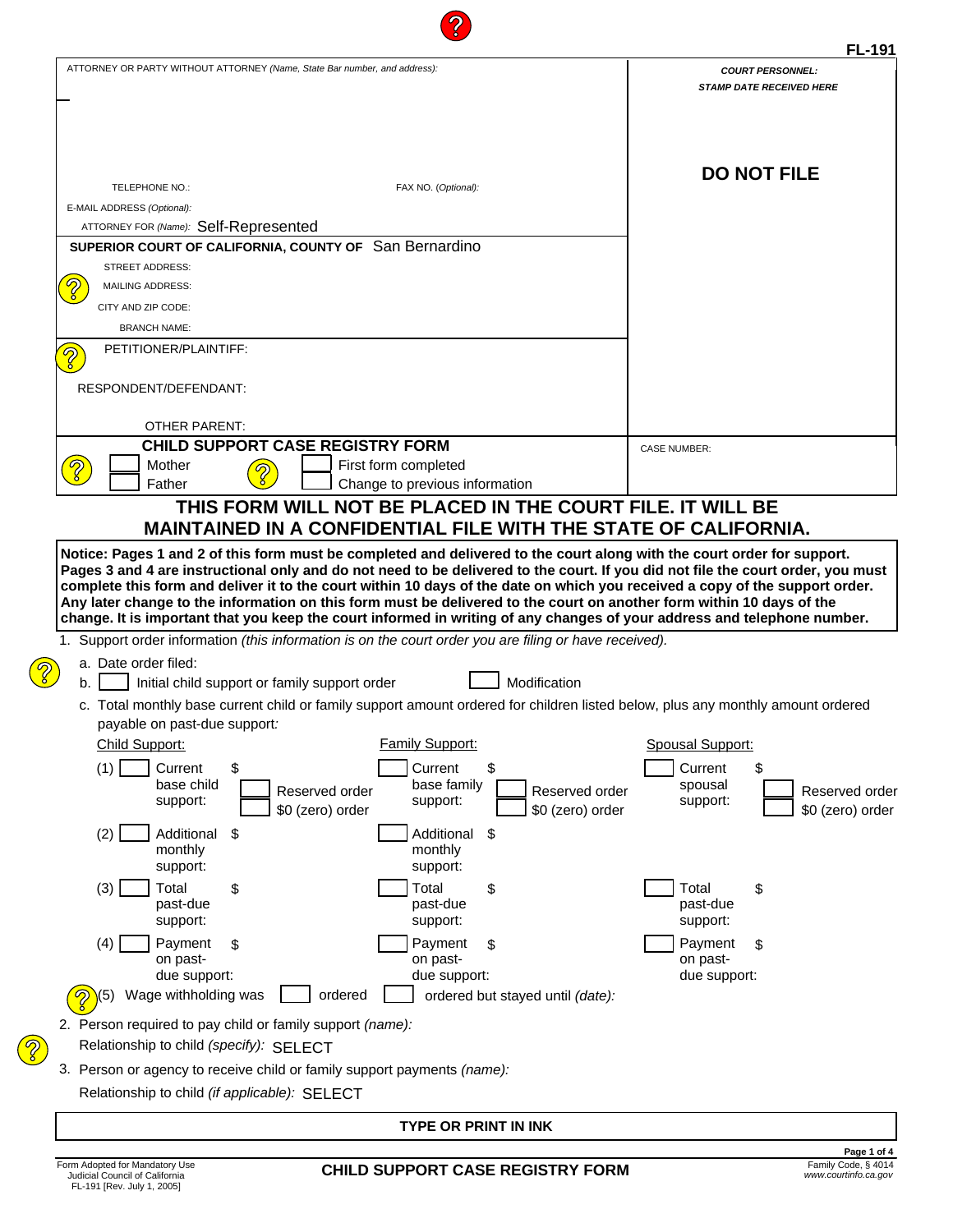**FL-191**

ATTORNEY OR PARTY WITHOUT ATTORNEY *(Name, State Bar number, and address):*

TELEPHONE NO.:

FAX NO. *(Optional):*

E-MAIL ADDRESS *(Optional):*

ATTORNEY FOR *(Name):* Self-Represented

**SUPERIOR COURT OF CALIFORNIA, COUNTY OF** San Bernardino

STREET ADDRESS:

MAILING ADDRESS:

CITY AND ZIP CODE:

BRANCH NAME:

PETITIONER/PLAINTIFF:

RESPONDENT/DEFENDANT:

OTHER PARENT:

***COURT PERSONNEL: STAMP DATE RECEIVED HERE***

**DO NOT FILE**

## CHILD SUPPORT CASE REGISTRY FORM

☐ Mother
☐ Father

☐ First form completed
☐ Change to previous information

CASE NUMBER:

## THIS FORM WILL NOT BE PLACED IN THE COURT FILE. IT WILL BE MAINTAINED IN A CONFIDENTIAL FILE WITH THE STATE OF CALIFORNIA.

**Notice: Pages 1 and 2 of this form must be completed and delivered to the court along with the court order for support. Pages 3 and 4 are instructional only and do not need to be delivered to the court. If you did not file the court order, you must complete this form and deliver it to the court within 10 days of the date on which you received a copy of the support order. Any later change to the information on this form must be delivered to the court on another form within 10 days of the change. It is important that you keep the court informed in writing of any changes of your address and telephone number.**

1. Support order information *(this information is on the court order you are filing or have received).*

   a. Date order filed:

   b. ☐ Initial child support or family support order ☐ Modification

   c. Total monthly base current child or family support amount ordered for children listed below, plus any monthly amount ordered payable on past-due support:

| Child Support: | Family Support: | Spousal Support: |
|---|---|---|
| (1) ☐ Current base child support: $ ☐ Reserved order ☐ $0 (zero) order | ☐ Current base family support: $ ☐ Reserved order ☐ $0 (zero) order | ☐ Current spousal support: $ ☐ Reserved order ☐ $0 (zero) order |
| (2) ☐ Additional monthly support: $ | ☐ Additional monthly support: $ | |
| (3) ☐ Total past-due support: $ | ☐ Total past-due support: $ | ☐ Total past-due support: $ |
| (4) ☐ Payment on past-due support: $ | ☐ Payment on past-due support: $ | ☐ Payment on past-due support: $ |

   (5) Wage withholding was ☐ ordered ☐ ordered but stayed until *(date):*

2. Person required to pay child or family support *(name):*

   Relationship to child *(specify):* SELECT

3. Person or agency to receive child or family support payments *(name):*

   Relationship to child *(if applicable):* SELECT

**TYPE OR PRINT IN INK**

Form Adopted for Mandatory Use
Judicial Council of California
FL-191 [Rev. July 1, 2005]

**CHILD SUPPORT CASE REGISTRY FORM**

Family Code, § 4014
*www.courtinfo.ca.gov*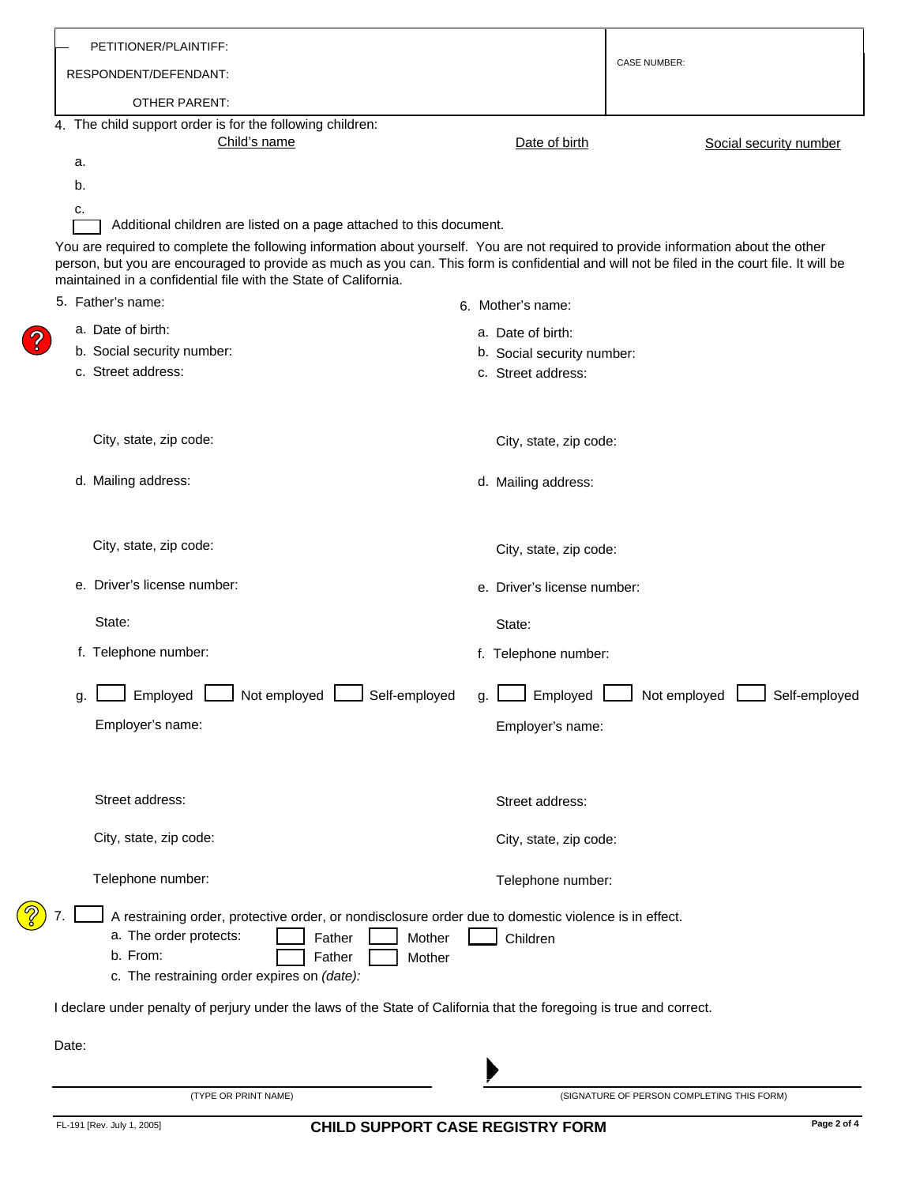| PETITIONER/PLAINTIFF: | CASE NUMBER: |
|---|---|
| RESPONDENT/DEFENDANT: | |
| OTHER PARENT: | |

4. The child support order is for the following children:

| | Child's name | Date of birth | Social security number |
|---|---|---|---|
| a. | | | |
| b. | | | |
| c. | | | |

☐ Additional children are listed on a page attached to this document.

You are required to complete the following information about yourself. You are not required to provide information about the other person, but you are encouraged to provide as much as you can. This form is confidential and will not be filed in the court file. It will be maintained in a confidential file with the State of California.

5. Father's name:
   a. Date of birth:
   b. Social security number:
   c. Street address:

      City, state, zip code:

   d. Mailing address:

      City, state, zip code:

   e. Driver's license number:

      State:

   f. Telephone number:

   g. ☐ Employed ☐ Not employed ☐ Self-employed

      Employer's name:

      Street address:

      City, state, zip code:

      Telephone number:

6. Mother's name:
   a. Date of birth:
   b. Social security number:
   c. Street address:

      City, state, zip code:

   d. Mailing address:

      City, state, zip code:

   e. Driver's license number:

      State:

   f. Telephone number:

   g. ☐ Employed ☐ Not employed ☐ Self-employed

      Employer's name:

      Street address:

      City, state, zip code:

      Telephone number:

7. ☐ A restraining order, protective order, or nondisclosure order due to domestic violence is in effect.
   a. The order protects: ☐ Father ☐ Mother ☐ Children
   b. From: ☐ Father ☐ Mother
   c. The restraining order expires on *(date)*:

I declare under penalty of perjury under the laws of the State of California that the foregoing is true and correct.

Date:

_______________________________ ▶ _______________________________

(TYPE OR PRINT NAME) (SIGNATURE OF PERSON COMPLETING THIS FORM)

FL-191 [Rev. July 1, 2005] **CHILD SUPPORT CASE REGISTRY FORM**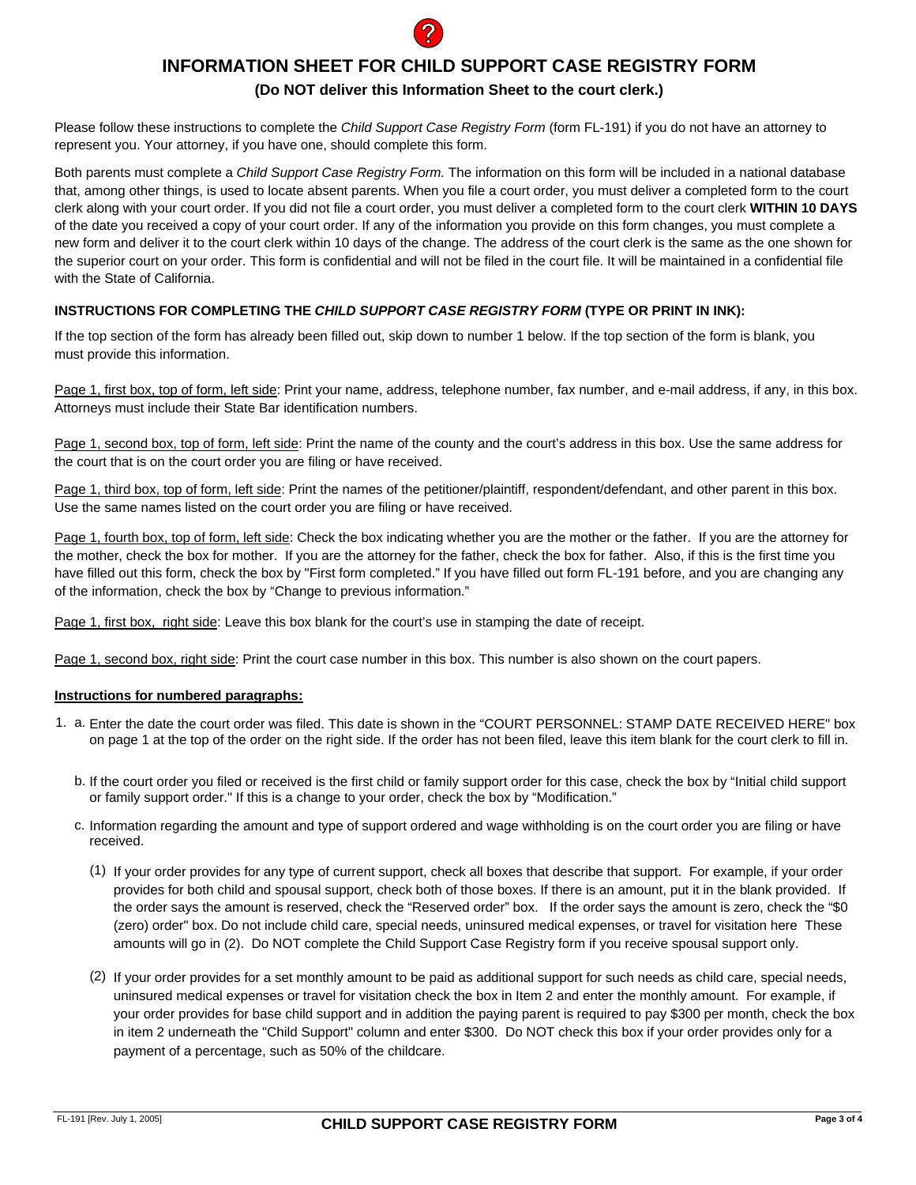# INFORMATION SHEET FOR CHILD SUPPORT CASE REGISTRY FORM

**(Do NOT deliver this Information Sheet to the court clerk.)**

Please follow these instructions to complete the *Child Support Case Registry Form* (form FL-191) if you do not have an attorney to represent you. Your attorney, if you have one, should complete this form.

Both parents must complete a *Child Support Case Registry Form.* The information on this form will be included in a national database that, among other things, is used to locate absent parents. When you file a court order, you must deliver a completed form to the court clerk along with your court order. If you did not file a court order, you must deliver a completed form to the court clerk **WITHIN 10 DAYS** of the date you received a copy of your court order. If any of the information you provide on this form changes, you must complete a new form and deliver it to the court clerk within 10 days of the change. The address of the court clerk is the same as the one shown for the superior court on your order. This form is confidential and will not be filed in the court file. It will be maintained in a confidential file with the State of California.

**INSTRUCTIONS FOR COMPLETING THE *CHILD SUPPORT CASE REGISTRY FORM* (TYPE OR PRINT IN INK):**

If the top section of the form has already been filled out, skip down to number 1 below. If the top section of the form is blank, you must provide this information.

Page 1, first box, top of form, left side: Print your name, address, telephone number, fax number, and e-mail address, if any, in this box. Attorneys must include their State Bar identification numbers.

Page 1, second box, top of form, left side: Print the name of the county and the court's address in this box. Use the same address for the court that is on the court order you are filing or have received.

Page 1, third box, top of form, left side: Print the names of the petitioner/plaintiff, respondent/defendant, and other parent in this box. Use the same names listed on the court order you are filing or have received.

Page 1, fourth box, top of form, left side: Check the box indicating whether you are the mother or the father. If you are the attorney for the mother, check the box for mother. If you are the attorney for the father, check the box for father. Also, if this is the first time you have filled out this form, check the box by "First form completed." If you have filled out form FL-191 before, and you are changing any of the information, check the box by "Change to previous information."

Page 1, first box, right side: Leave this box blank for the court's use in stamping the date of receipt.

Page 1, second box, right side: Print the court case number in this box. This number is also shown on the court papers.

**Instructions for numbered paragraphs:**

1. a. Enter the date the court order was filed. This date is shown in the "COURT PERSONNEL: STAMP DATE RECEIVED HERE" box on page 1 at the top of the order on the right side. If the order has not been filed, leave this item blank for the court clerk to fill in.

   b. If the court order you filed or received is the first child or family support order for this case, check the box by "Initial child support or family support order." If this is a change to your order, check the box by "Modification."

   c. Information regarding the amount and type of support ordered and wage withholding is on the court order you are filing or have received.

      (1) If your order provides for any type of current support, check all boxes that describe that support. For example, if your order provides for both child and spousal support, check both of those boxes. If there is an amount, put it in the blank provided. If the order says the amount is reserved, check the "Reserved order" box. If the order says the amount is zero, check the "$0 (zero) order" box. Do not include child care, special needs, uninsured medical expenses, or travel for visitation here These amounts will go in (2). Do NOT complete the Child Support Case Registry form if you receive spousal support only.

      (2) If your order provides for a set monthly amount to be paid as additional support for such needs as child care, special needs, uninsured medical expenses or travel for visitation check the box in Item 2 and enter the monthly amount. For example, if your order provides for base child support and in addition the paying parent is required to pay $300 per month, check the box in item 2 underneath the "Child Support" column and enter $300. Do NOT check this box if your order provides only for a payment of a percentage, such as 50% of the childcare.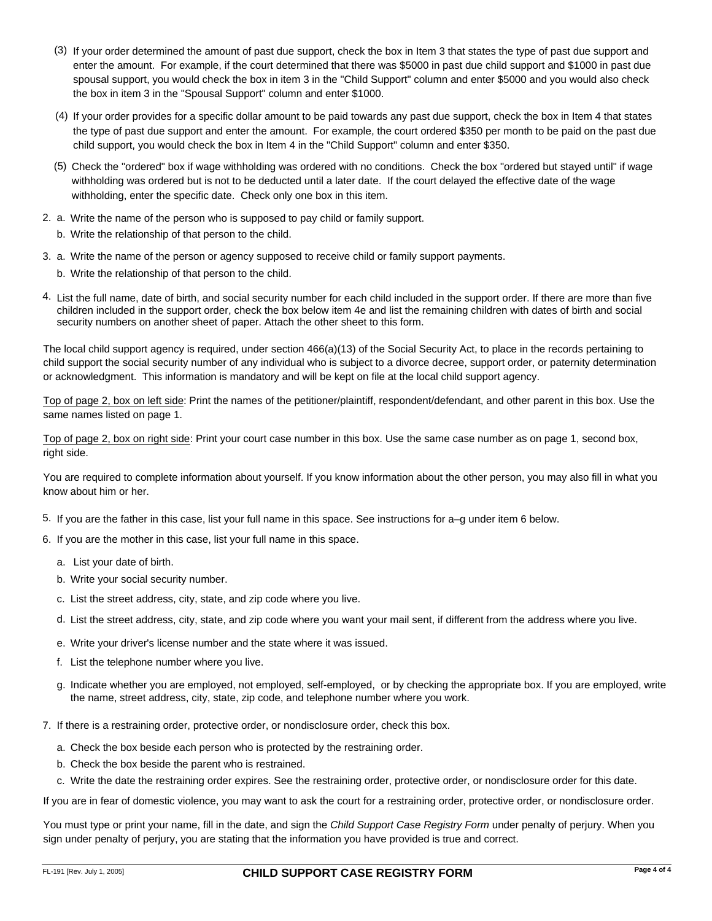(3) If your order determined the amount of past due support, check the box in Item 3 that states the type of past due support and enter the amount. For example, if the court determined that there was $5000 in past due child support and $1000 in past due spousal support, you would check the box in item 3 in the "Child Support" column and enter $5000 and you would also check the box in item 3 in the "Spousal Support" column and enter $1000.

(4) If your order provides for a specific dollar amount to be paid towards any past due support, check the box in Item 4 that states the type of past due support and enter the amount. For example, the court ordered $350 per month to be paid on the past due child support, you would check the box in Item 4 in the "Child Support" column and enter $350.

(5) Check the "ordered" box if wage withholding was ordered with no conditions. Check the box "ordered but stayed until" if wage withholding was ordered but is not to be deducted until a later date. If the court delayed the effective date of the wage withholding, enter the specific date. Check only one box in this item.

2. a. Write the name of the person who is supposed to pay child or family support.
   b. Write the relationship of that person to the child.

3. a. Write the name of the person or agency supposed to receive child or family support payments.
   b. Write the relationship of that person to the child.

4. List the full name, date of birth, and social security number for each child included in the support order. If there are more than five children included in the support order, check the box below item 4e and list the remaining children with dates of birth and social security numbers on another sheet of paper. Attach the other sheet to this form.

The local child support agency is required, under section 466(a)(13) of the Social Security Act, to place in the records pertaining to child support the social security number of any individual who is subject to a divorce decree, support order, or paternity determination or acknowledgment. This information is mandatory and will be kept on file at the local child support agency.

<u>Top of page 2, box on left side</u>: Print the names of the petitioner/plaintiff, respondent/defendant, and other parent in this box. Use the same names listed on page 1.

<u>Top of page 2, box on right side</u>: Print your court case number in this box. Use the same case number as on page 1, second box, right side.

You are required to complete information about yourself. If you know information about the other person, you may also fill in what you know about him or her.

5. If you are the father in this case, list your full name in this space. See instructions for a–g under item 6 below.

6. If you are the mother in this case, list your full name in this space.
   a. List your date of birth.
   b. Write your social security number.
   c. List the street address, city, state, and zip code where you live.
   d. List the street address, city, state, and zip code where you want your mail sent, if different from the address where you live.
   e. Write your driver's license number and the state where it was issued.
   f. List the telephone number where you live.
   g. Indicate whether you are employed, not employed, self-employed, or by checking the appropriate box. If you are employed, write the name, street address, city, state, zip code, and telephone number where you work.

7. If there is a restraining order, protective order, or nondisclosure order, check this box.
   a. Check the box beside each person who is protected by the restraining order.
   b. Check the box beside the parent who is restrained.
   c. Write the date the restraining order expires. See the restraining order, protective order, or nondisclosure order for this date.

If you are in fear of domestic violence, you may want to ask the court for a restraining order, protective order, or nondisclosure order.

You must type or print your name, fill in the date, and sign the *Child Support Case Registry Form* under penalty of perjury. When you sign under penalty of perjury, you are stating that the information you have provided is true and correct.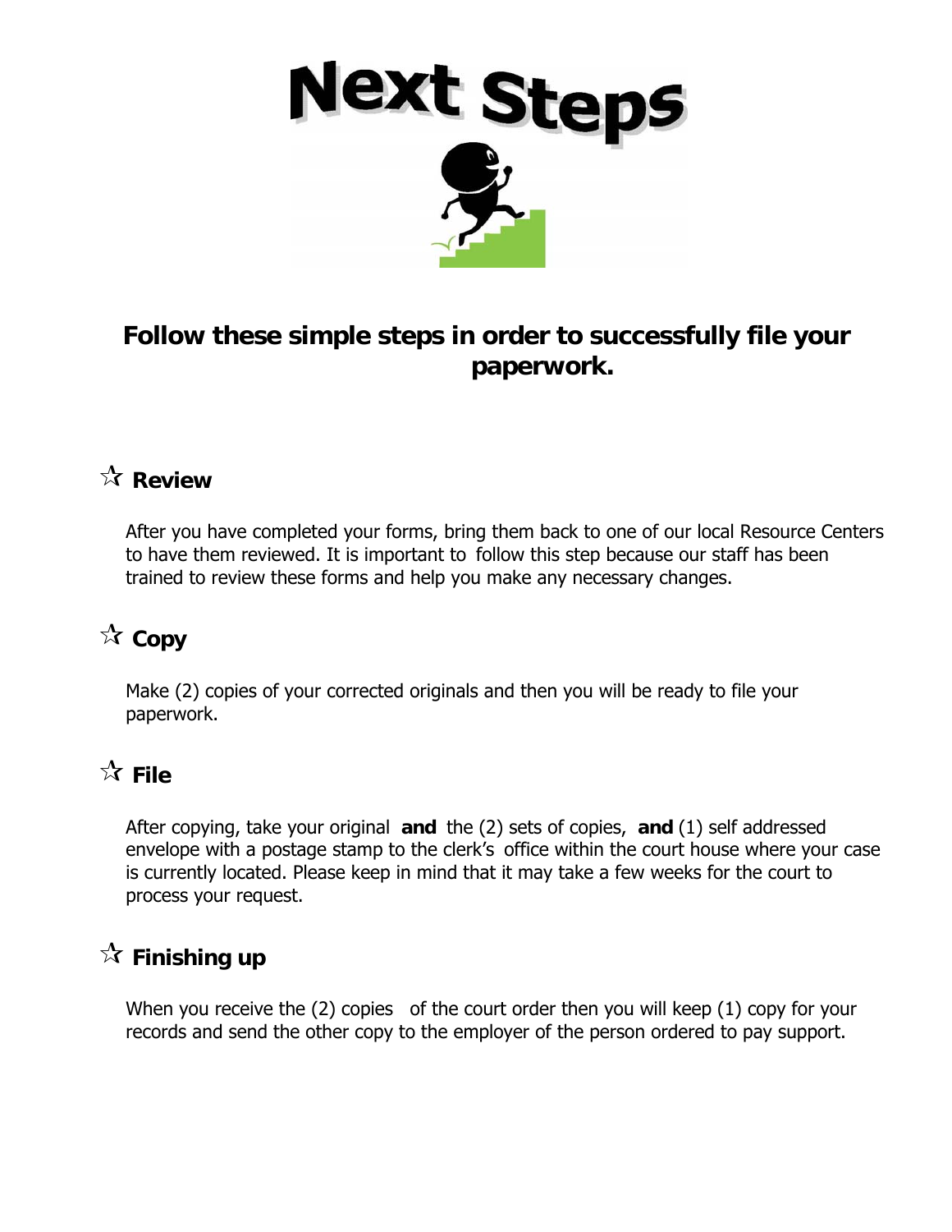# Next Steps

## Follow these simple steps in order to successfully file your paperwork.

### ☆ Review

After you have completed your forms, bring them back to one of our local Resource Centers to have them reviewed. It is important to follow this step because our staff has been trained to review these forms and help you make any necessary changes.

### ☆ Copy

Make (2) copies of your corrected originals and then you will be ready to file your paperwork.

### ☆ File

After copying, take your original **and** the (2) sets of copies, **and** (1) self addressed envelope with a postage stamp to the clerk's office within the court house where your case is currently located. Please keep in mind that it may take a few weeks for the court to process your request.

### ☆ Finishing up

When you receive the (2) copies of the court order then you will keep (1) copy for your records and send the other copy to the employer of the person ordered to pay support.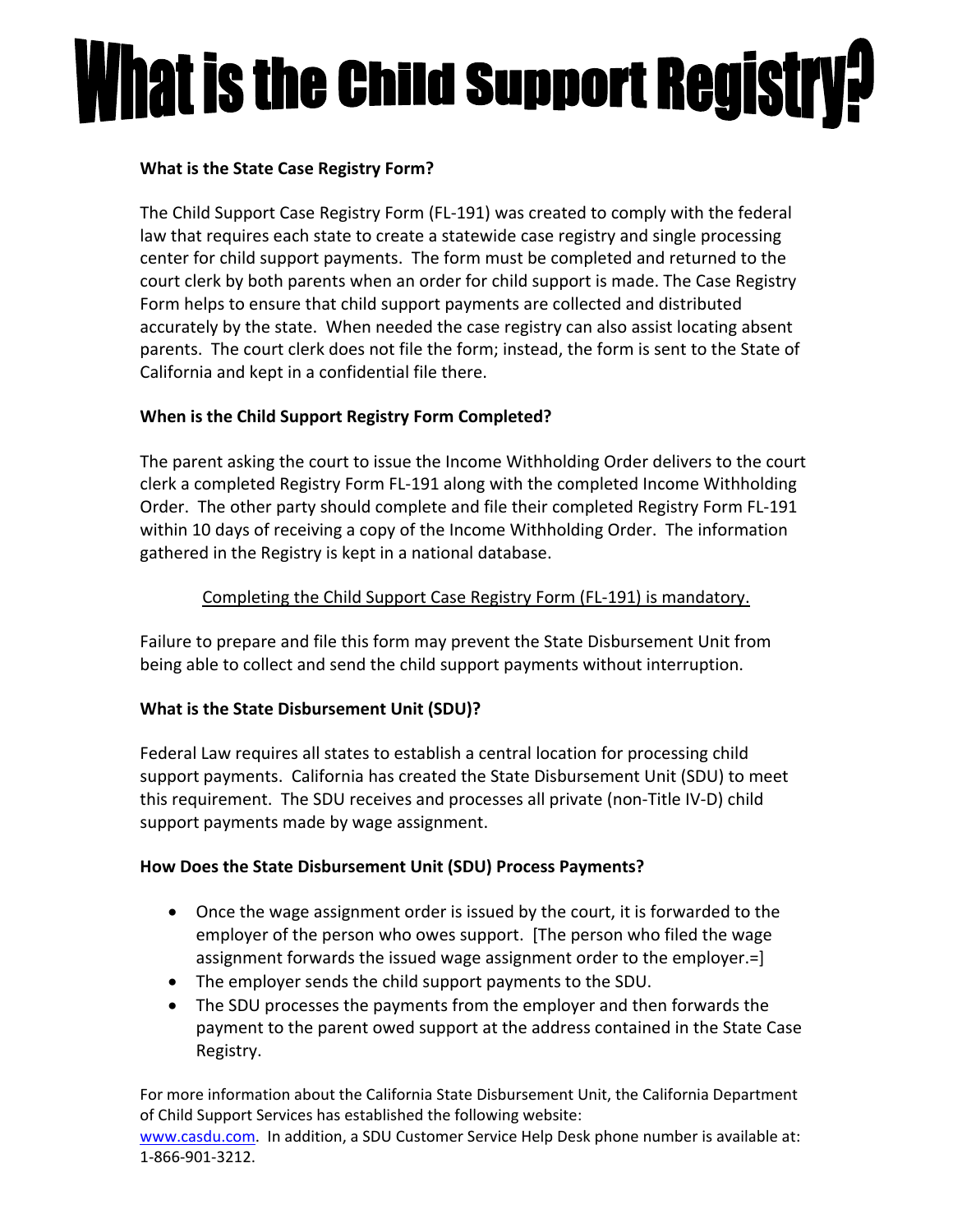# What is the Child Support Registry?

**What is the State Case Registry Form?**

The Child Support Case Registry Form (FL-191) was created to comply with the federal law that requires each state to create a statewide case registry and single processing center for child support payments. The form must be completed and returned to the court clerk by both parents when an order for child support is made. The Case Registry Form helps to ensure that child support payments are collected and distributed accurately by the state. When needed the case registry can also assist locating absent parents. The court clerk does not file the form; instead, the form is sent to the State of California and kept in a confidential file there.

**When is the Child Support Registry Form Completed?**

The parent asking the court to issue the Income Withholding Order delivers to the court clerk a completed Registry Form FL-191 along with the completed Income Withholding Order. The other party should complete and file their completed Registry Form FL-191 within 10 days of receiving a copy of the Income Withholding Order. The information gathered in the Registry is kept in a national database.

<u>Completing the Child Support Case Registry Form (FL-191) is mandatory.</u>

Failure to prepare and file this form may prevent the State Disbursement Unit from being able to collect and send the child support payments without interruption.

**What is the State Disbursement Unit (SDU)?**

Federal Law requires all states to establish a central location for processing child support payments. California has created the State Disbursement Unit (SDU) to meet this requirement. The SDU receives and processes all private (non-Title IV-D) child support payments made by wage assignment.

**How Does the State Disbursement Unit (SDU) Process Payments?**

- Once the wage assignment order is issued by the court, it is forwarded to the employer of the person who owes support. [The person who filed the wage assignment forwards the issued wage assignment order to the employer.=]
- The employer sends the child support payments to the SDU.
- The SDU processes the payments from the employer and then forwards the payment to the parent owed support at the address contained in the State Case Registry.

For more information about the California State Disbursement Unit, the California Department of Child Support Services has established the following website: www.casdu.com. In addition, a SDU Customer Service Help Desk phone number is available at: 1-866-901-3212.